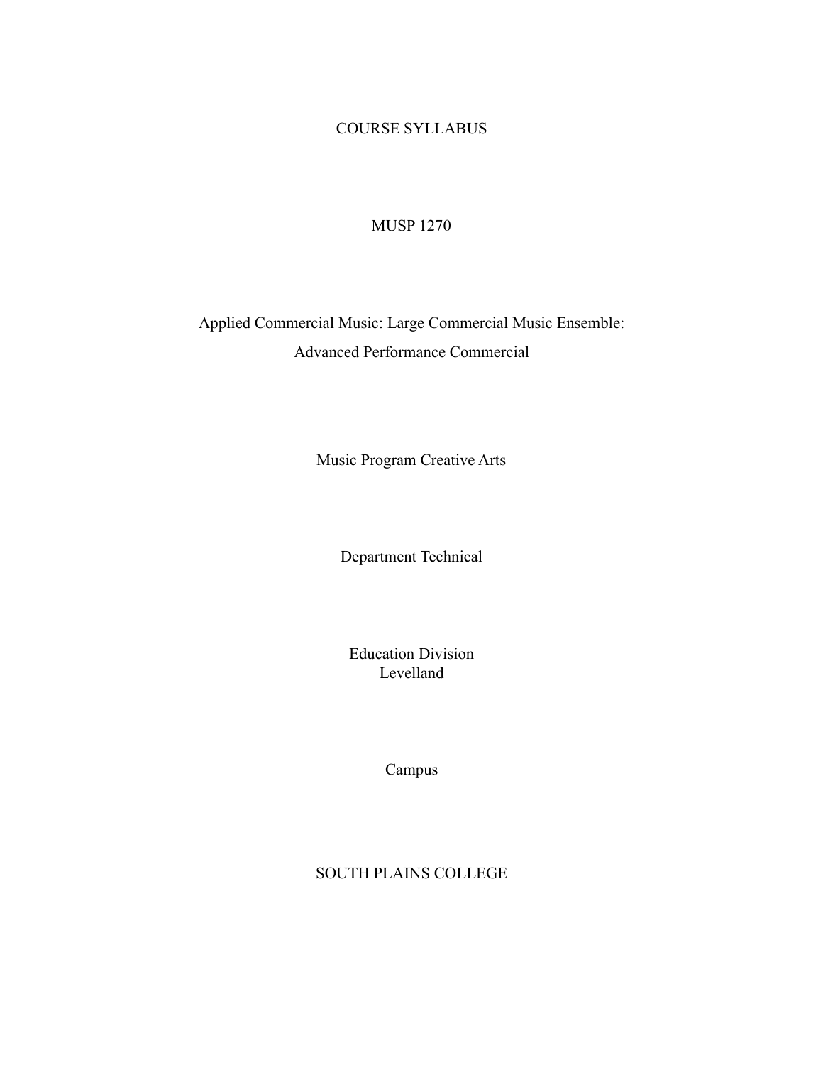# COURSE SYLLABUS

## MUSP 1270

## Applied Commercial Music: Large Commercial Music Ensemble: Advanced Performance Commercial

Music Program Creative Arts

Department Technical

Education Division
Levelland

Campus

SOUTH PLAINS COLLEGE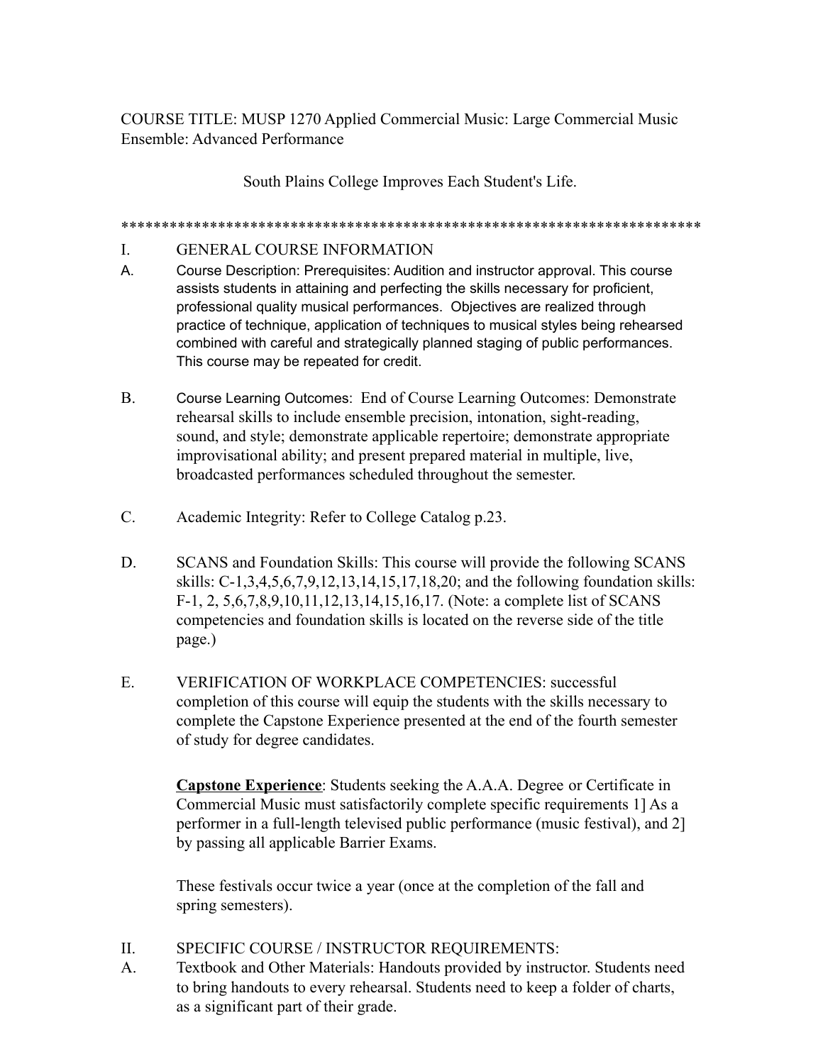COURSE TITLE: MUSP 1270 Applied Commercial Music: Large Commercial Music Ensemble: Advanced Performance

South Plains College Improves Each Student's Life.

*************************************************************************

I. GENERAL COURSE INFORMATION

A. Course Description: Prerequisites: Audition and instructor approval. This course assists students in attaining and perfecting the skills necessary for proficient, professional quality musical performances. Objectives are realized through practice of technique, application of techniques to musical styles being rehearsed combined with careful and strategically planned staging of public performances. This course may be repeated for credit.

B. Course Learning Outcomes: End of Course Learning Outcomes: Demonstrate rehearsal skills to include ensemble precision, intonation, sight-reading, sound, and style; demonstrate applicable repertoire; demonstrate appropriate improvisational ability; and present prepared material in multiple, live, broadcasted performances scheduled throughout the semester.

C. Academic Integrity: Refer to College Catalog p.23.

D. SCANS and Foundation Skills: This course will provide the following SCANS skills: C-1,3,4,5,6,7,9,12,13,14,15,17,18,20; and the following foundation skills: F-1, 2, 5,6,7,8,9,10,11,12,13,14,15,16,17. (Note: a complete list of SCANS competencies and foundation skills is located on the reverse side of the title page.)

E. VERIFICATION OF WORKPLACE COMPETENCIES: successful completion of this course will equip the students with the skills necessary to complete the Capstone Experience presented at the end of the fourth semester of study for degree candidates.

**Capstone Experience**: Students seeking the A.A.A. Degree or Certificate in Commercial Music must satisfactorily complete specific requirements 1] As a performer in a full-length televised public performance (music festival), and 2] by passing all applicable Barrier Exams.

These festivals occur twice a year (once at the completion of the fall and spring semesters).

II. SPECIFIC COURSE / INSTRUCTOR REQUIREMENTS:

A. Textbook and Other Materials: Handouts provided by instructor. Students need to bring handouts to every rehearsal. Students need to keep a folder of charts, as a significant part of their grade.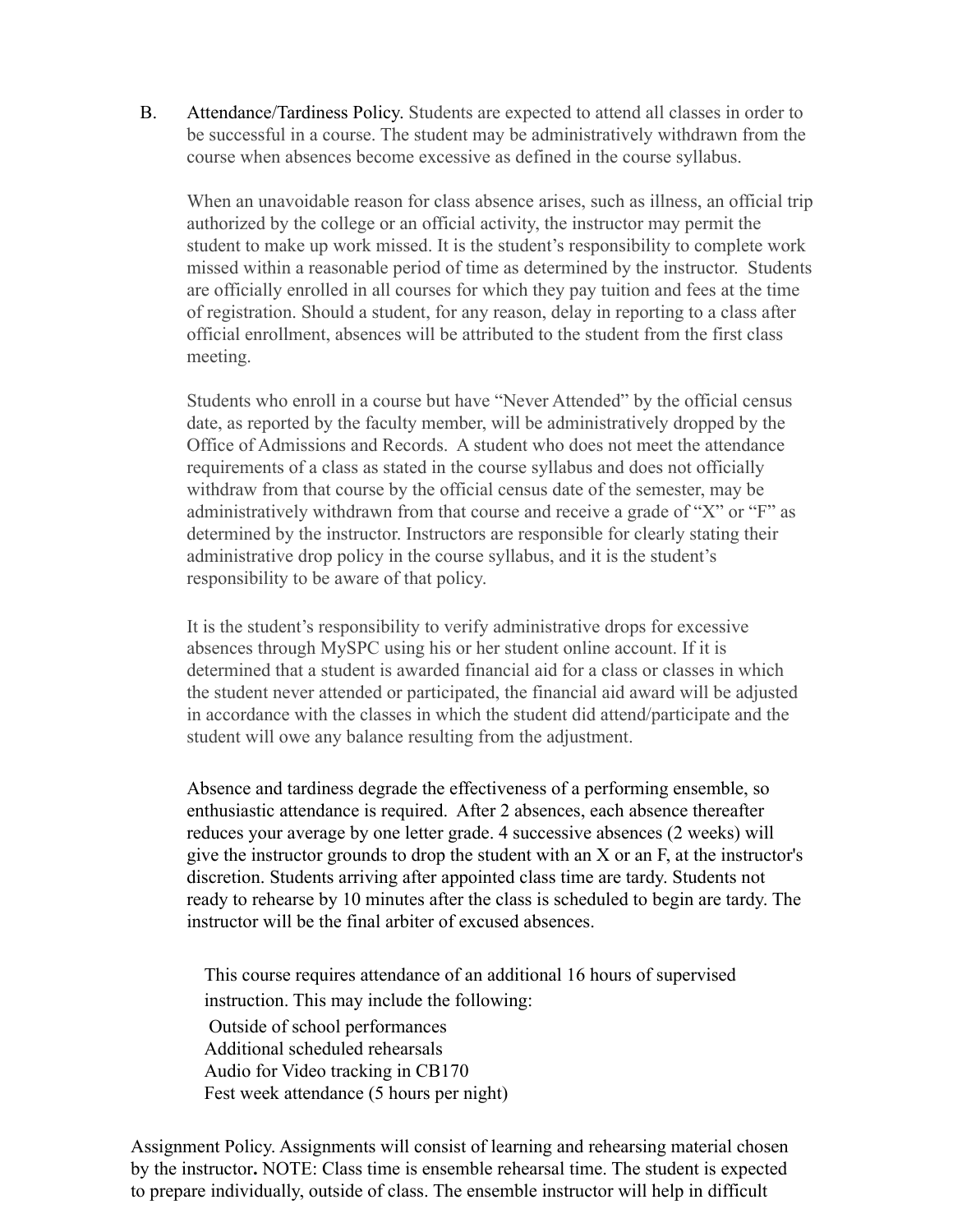B. Attendance/Tardiness Policy. Students are expected to attend all classes in order to be successful in a course. The student may be administratively withdrawn from the course when absences become excessive as defined in the course syllabus.

When an unavoidable reason for class absence arises, such as illness, an official trip authorized by the college or an official activity, the instructor may permit the student to make up work missed. It is the student's responsibility to complete work missed within a reasonable period of time as determined by the instructor. Students are officially enrolled in all courses for which they pay tuition and fees at the time of registration. Should a student, for any reason, delay in reporting to a class after official enrollment, absences will be attributed to the student from the first class meeting.

Students who enroll in a course but have "Never Attended" by the official census date, as reported by the faculty member, will be administratively dropped by the Office of Admissions and Records. A student who does not meet the attendance requirements of a class as stated in the course syllabus and does not officially withdraw from that course by the official census date of the semester, may be administratively withdrawn from that course and receive a grade of "X" or "F" as determined by the instructor. Instructors are responsible for clearly stating their administrative drop policy in the course syllabus, and it is the student's responsibility to be aware of that policy.

It is the student's responsibility to verify administrative drops for excessive absences through MySPC using his or her student online account. If it is determined that a student is awarded financial aid for a class or classes in which the student never attended or participated, the financial aid award will be adjusted in accordance with the classes in which the student did attend/participate and the student will owe any balance resulting from the adjustment.

Absence and tardiness degrade the effectiveness of a performing ensemble, so enthusiastic attendance is required. After 2 absences, each absence thereafter reduces your average by one letter grade. 4 successive absences (2 weeks) will give the instructor grounds to drop the student with an X or an F, at the instructor's discretion. Students arriving after appointed class time are tardy. Students not ready to rehearse by 10 minutes after the class is scheduled to begin are tardy. The instructor will be the final arbiter of excused absences.

This course requires attendance of an additional 16 hours of supervised instruction. This may include the following:

- Outside of school performances
- Additional scheduled rehearsals
- Audio for Video tracking in CB170
- Fest week attendance (5 hours per night)

Assignment Policy. Assignments will consist of learning and rehearsing material chosen by the instructor**.** NOTE: Class time is ensemble rehearsal time. The student is expected to prepare individually, outside of class. The ensemble instructor will help in difficult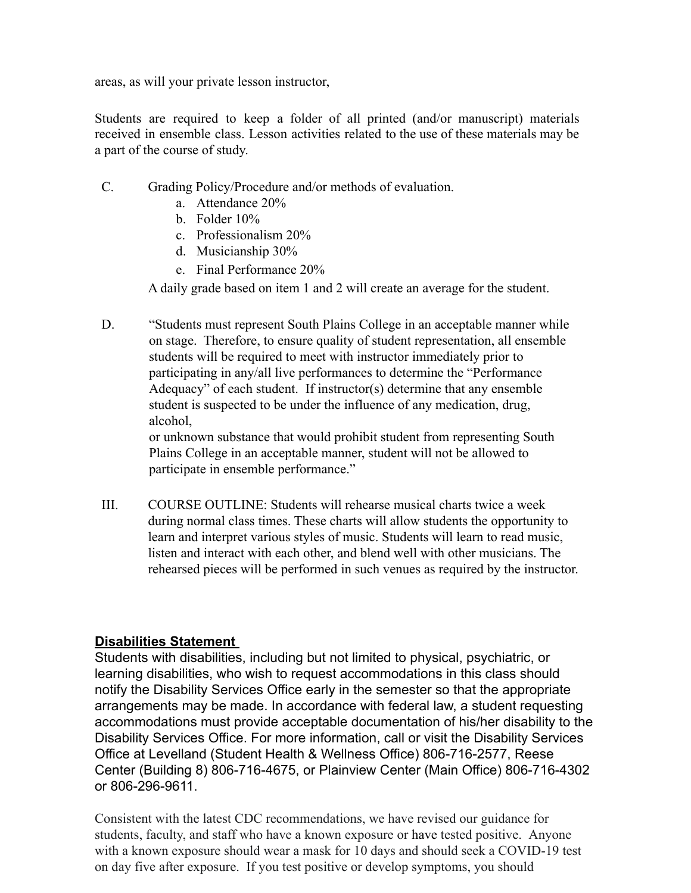areas, as will your private lesson instructor,

Students are required to keep a folder of all printed (and/or manuscript) materials received in ensemble class. Lesson activities related to the use of these materials may be a part of the course of study.

C. Grading Policy/Procedure and/or methods of evaluation.

   a. Attendance 20%
   b. Folder 10%
   c. Professionalism 20%
   d. Musicianship 30%
   e. Final Performance 20%

   A daily grade based on item 1 and 2 will create an average for the student.

D. "Students must represent South Plains College in an acceptable manner while on stage. Therefore, to ensure quality of student representation, all ensemble students will be required to meet with instructor immediately prior to participating in any/all live performances to determine the "Performance Adequacy" of each student. If instructor(s) determine that any ensemble student is suspected to be under the influence of any medication, drug, alcohol,
   or unknown substance that would prohibit student from representing South Plains College in an acceptable manner, student will not be allowed to participate in ensemble performance."

III. COURSE OUTLINE: Students will rehearse musical charts twice a week during normal class times. These charts will allow students the opportunity to learn and interpret various styles of music. Students will learn to read music, listen and interact with each other, and blend well with other musicians. The rehearsed pieces will be performed in such venues as required by the instructor.

## **Disabilities Statement**

Students with disabilities, including but not limited to physical, psychiatric, or learning disabilities, who wish to request accommodations in this class should notify the Disability Services Office early in the semester so that the appropriate arrangements may be made. In accordance with federal law, a student requesting accommodations must provide acceptable documentation of his/her disability to the Disability Services Office. For more information, call or visit the Disability Services Office at Levelland (Student Health & Wellness Office) 806-716-2577, Reese Center (Building 8) 806-716-4675, or Plainview Center (Main Office) 806-716-4302 or 806-296-9611.

Consistent with the latest CDC recommendations, we have revised our guidance for students, faculty, and staff who have a known exposure or have tested positive. Anyone with a known exposure should wear a mask for 10 days and should seek a COVID-19 test on day five after exposure. If you test positive or develop symptoms, you should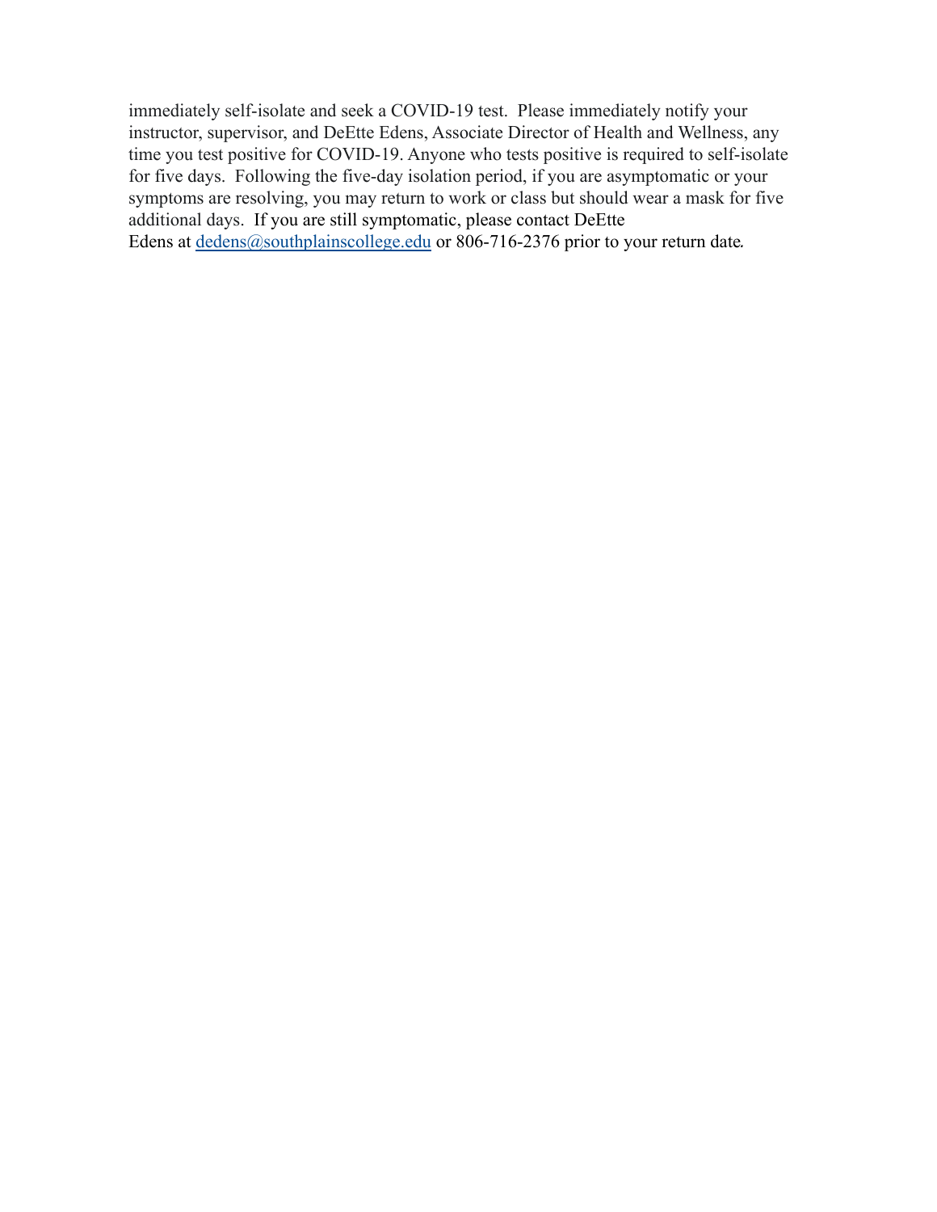immediately self-isolate and seek a COVID-19 test. Please immediately notify your instructor, supervisor, and DeEtte Edens, Associate Director of Health and Wellness, any time you test positive for COVID-19. Anyone who tests positive is required to self-isolate for five days. Following the five-day isolation period, if you are asymptomatic or your symptoms are resolving, you may return to work or class but should wear a mask for five additional days. If you are still symptomatic, please contact DeEtte Edens at dedens@southplainscollege.edu or 806-716-2376 prior to your return date.